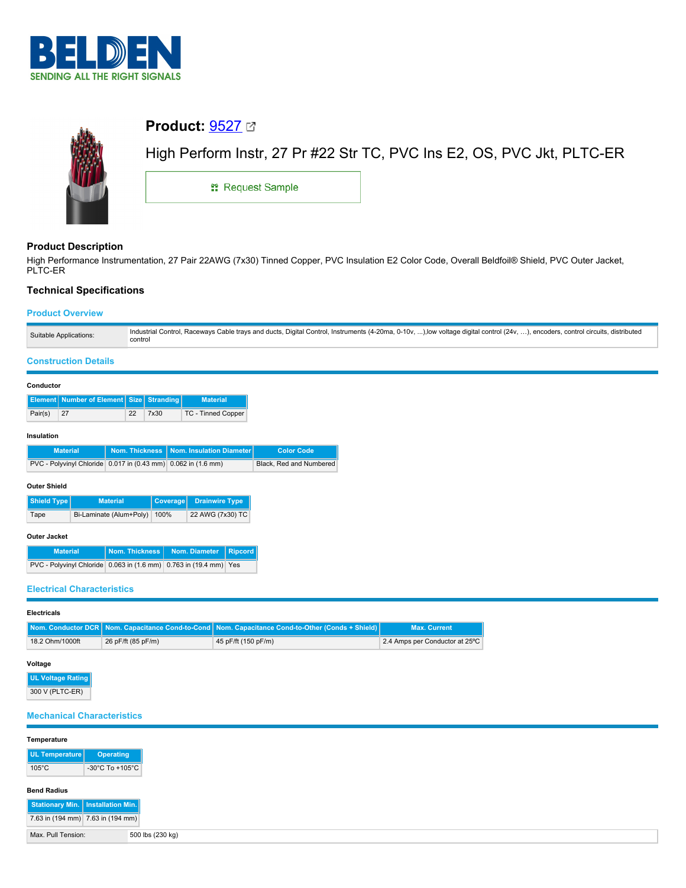# Product: 9527

High Perform Instr, 27 Pr #22 Str TC, PVC Ins E2, OS, PVC Jkt, PLTC-ER

Request Sample

## Product Description

High Performance Instrumentation, 27 Pair 22AWG (7x30) Tinned Copper, PVC Insulation E2 Color Code, Overall Beldfoil® Shield, PVC Outer Jacket, PLTC-ER

## Technical Specifications

### Product Overview

| Suitable Applications: | Industrial Control, Raceways Cable trays and ducts, Digital Control, Instruments (4-20ma, 0-10v, ...),low voltage digital control (24v, …), encoders, control circuits, distributed control |
|---|---|

### Construction Details

#### Conductor

| Element | Number of Element | Size | Stranding | Material |
|---|---|---|---|---|
| Pair(s) | 27 | 22 | 7x30 | TC - Tinned Copper |

#### Insulation

| Material | Nom. Thickness | Nom. Insulation Diameter | Color Code |
|---|---|---|---|
| PVC - Polyvinyl Chloride | 0.017 in (0.43 mm) | 0.062 in (1.6 mm) | Black, Red and Numbered |

#### Outer Shield

| Shield Type | Material | Coverage | Drainwire Type |
|---|---|---|---|
| Tape | Bi-Laminate (Alum+Poly) | 100% | 22 AWG (7x30) TC |

#### Outer Jacket

| Material | Nom. Thickness | Nom. Diameter | Ripcord |
|---|---|---|---|
| PVC - Polyvinyl Chloride | 0.063 in (1.6 mm) | 0.763 in (19.4 mm) | Yes |

### Electrical Characteristics

#### Electricals

| Nom. Conductor DCR | Nom. Capacitance Cond-to-Cond | Nom. Capacitance Cond-to-Other (Conds + Shield) | Max. Current |
|---|---|---|---|
| 18.2 Ohm/1000ft | 26 pF/ft (85 pF/m) | 45 pF/ft (150 pF/m) | 2.4 Amps per Conductor at 25ºC |

#### Voltage

| UL Voltage Rating |
|---|
| 300 V (PLTC-ER) |

### Mechanical Characteristics

#### Temperature

| UL Temperature | Operating |
|---|---|
| 105°C | -30°C To +105°C |

#### Bend Radius

| Stationary Min. | Installation Min. |
|---|---|
| 7.63 in (194 mm) | 7.63 in (194 mm) |

| Max. Pull Tension: | 500 lbs (230 kg) |
|---|---|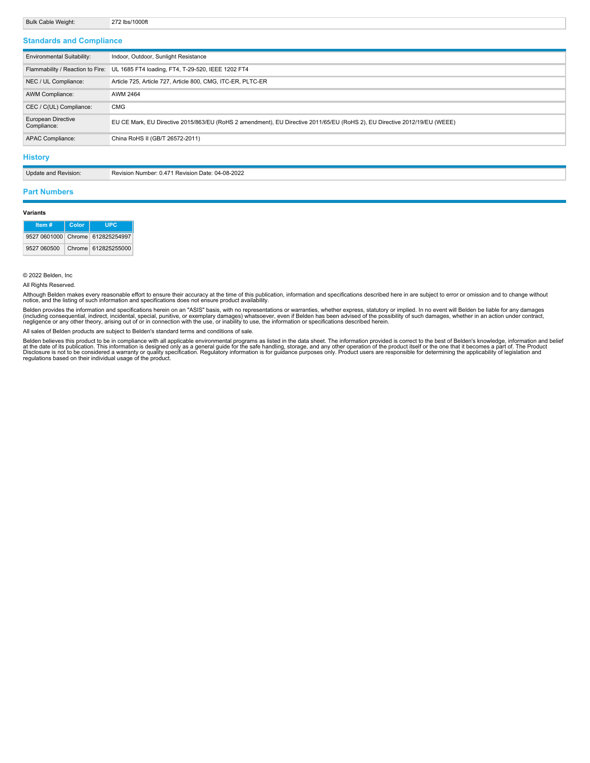| | |
|---|---|
| Bulk Cable Weight: | 272 lbs/1000ft |

## Standards and Compliance

| | |
|---|---|
| Environmental Suitability: | Indoor, Outdoor, Sunlight Resistance |
| Flammability / Reaction to Fire: | UL 1685 FT4 loading, FT4, T-29-520, IEEE 1202 FT4 |
| NEC / UL Compliance: | Article 725, Article 727, Article 800, CMG, ITC-ER, PLTC-ER |
| AWM Compliance: | AWM 2464 |
| CEC / C(UL) Compliance: | CMG |
| European Directive Compliance: | EU CE Mark, EU Directive 2015/863/EU (RoHS 2 amendment), EU Directive 2011/65/EU (RoHS 2), EU Directive 2012/19/EU (WEEE) |
| APAC Compliance: | China RoHS II (GB/T 26572-2011) |

## History

| | |
|---|---|
| Update and Revision: | Revision Number: 0.471 Revision Date: 04-08-2022 |

## Part Numbers

**Variants**

| Item # | Color | UPC |
|---|---|---|
| 9527 0601000 | Chrome | 612825254997 |
| 9527 060500 | Chrome | 612825255000 |

© 2022 Belden, Inc

All Rights Reserved.

Although Belden makes every reasonable effort to ensure their accuracy at the time of this publication, information and specifications described here in are subject to error or omission and to change without notice, and the listing of such information and specifications does not ensure product availability.

Belden provides the information and specifications herein on an "ASIS" basis, with no representations or warranties, whether express, statutory or implied. In no event will Belden be liable for any damages (including consequential, indirect, incidental, special, punitive, or exemplary damages) whatsoever, even if Belden has been advised of the possibility of such damages, whether in an action under contract, negligence or any other theory, arising out of or in connection with the use, or inability to use, the information or specifications described herein.

All sales of Belden products are subject to Belden's standard terms and conditions of sale.

Belden believes this product to be in compliance with all applicable environmental programs as listed in the data sheet. The information provided is correct to the best of Belden's knowledge, information and belief at the date of its publication. This information is designed only as a general guide for the safe handling, storage, and any other operation of the product itself or the one that it becomes a part of. The Product Disclosure is not to be considered a warranty or quality specification. Regulatory information is for guidance purposes only. Product users are responsible for determining the applicability of legislation and regulations based on their individual usage of the product.